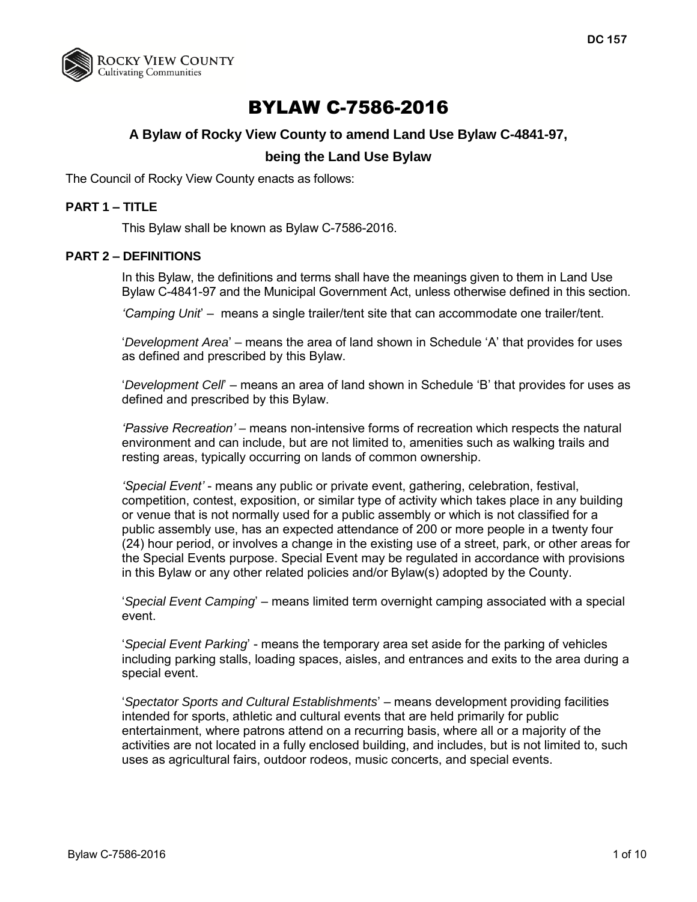DC 157

Rocky View County
Cultivating Communities

# BYLAW C-7586-2016

### A Bylaw of Rocky View County to amend Land Use Bylaw C-4841-97, being the Land Use Bylaw

The Council of Rocky View County enacts as follows:

## PART 1 – TITLE

This Bylaw shall be known as Bylaw C-7586-2016.

## PART 2 – DEFINITIONS

In this Bylaw, the definitions and terms shall have the meanings given to them in Land Use Bylaw C-4841-97 and the Municipal Government Act, unless otherwise defined in this section.

*'Camping Unit'* – means a single trailer/tent site that can accommodate one trailer/tent.

'*Development Area*' – means the area of land shown in Schedule 'A' that provides for uses as defined and prescribed by this Bylaw.

'*Development Cell*' – means an area of land shown in Schedule 'B' that provides for uses as defined and prescribed by this Bylaw.

*'Passive Recreation'* – means non-intensive forms of recreation which respects the natural environment and can include, but are not limited to, amenities such as walking trails and resting areas, typically occurring on lands of common ownership.

*'Special Event'* - means any public or private event, gathering, celebration, festival, competition, contest, exposition, or similar type of activity which takes place in any building or venue that is not normally used for a public assembly or which is not classified for a public assembly use, has an expected attendance of 200 or more people in a twenty four (24) hour period, or involves a change in the existing use of a street, park, or other areas for the Special Events purpose. Special Event may be regulated in accordance with provisions in this Bylaw or any other related policies and/or Bylaw(s) adopted by the County.

'*Special Event Camping*' – means limited term overnight camping associated with a special event.

'*Special Event Parking*' - means the temporary area set aside for the parking of vehicles including parking stalls, loading spaces, aisles, and entrances and exits to the area during a special event.

'*Spectator Sports and Cultural Establishments*' – means development providing facilities intended for sports, athletic and cultural events that are held primarily for public entertainment, where patrons attend on a recurring basis, where all or a majority of the activities are not located in a fully enclosed building, and includes, but is not limited to, such uses as agricultural fairs, outdoor rodeos, music concerts, and special events.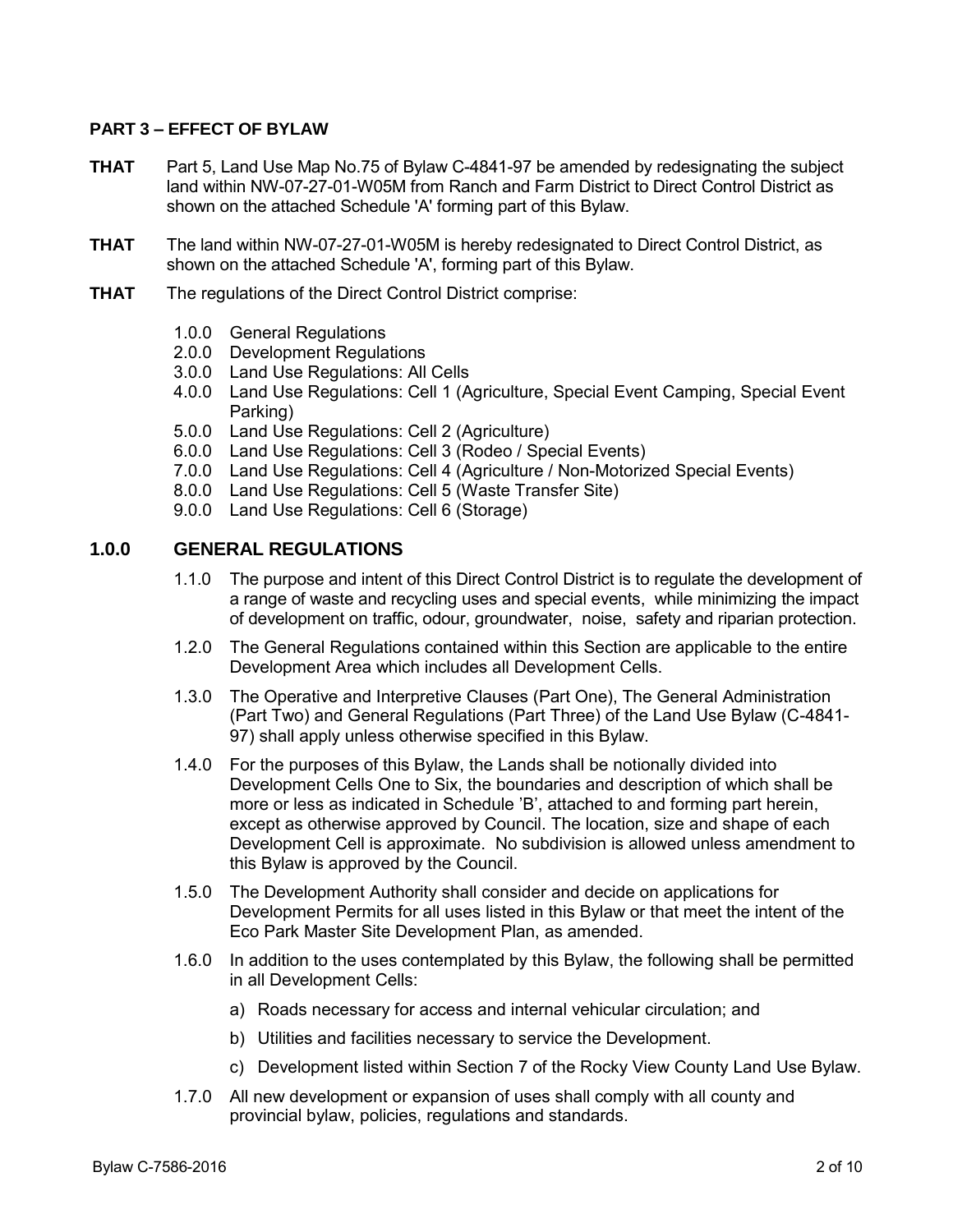**PART 3 – EFFECT OF BYLAW**

**THAT** Part 5, Land Use Map No.75 of Bylaw C-4841-97 be amended by redesignating the subject land within NW-07-27-01-W05M from Ranch and Farm District to Direct Control District as shown on the attached Schedule 'A' forming part of this Bylaw.

**THAT** The land within NW-07-27-01-W05M is hereby redesignated to Direct Control District, as shown on the attached Schedule 'A', forming part of this Bylaw.

**THAT** The regulations of the Direct Control District comprise:

- 1.0.0 General Regulations
- 2.0.0 Development Regulations
- 3.0.0 Land Use Regulations: All Cells
- 4.0.0 Land Use Regulations: Cell 1 (Agriculture, Special Event Camping, Special Event Parking)
- 5.0.0 Land Use Regulations: Cell 2 (Agriculture)
- 6.0.0 Land Use Regulations: Cell 3 (Rodeo / Special Events)
- 7.0.0 Land Use Regulations: Cell 4 (Agriculture / Non-Motorized Special Events)
- 8.0.0 Land Use Regulations: Cell 5 (Waste Transfer Site)
- 9.0.0 Land Use Regulations: Cell 6 (Storage)

## 1.0.0 GENERAL REGULATIONS

1.1.0 The purpose and intent of this Direct Control District is to regulate the development of a range of waste and recycling uses and special events, while minimizing the impact of development on traffic, odour, groundwater, noise, safety and riparian protection.

1.2.0 The General Regulations contained within this Section are applicable to the entire Development Area which includes all Development Cells.

1.3.0 The Operative and Interpretive Clauses (Part One), The General Administration (Part Two) and General Regulations (Part Three) of the Land Use Bylaw (C-4841-97) shall apply unless otherwise specified in this Bylaw.

1.4.0 For the purposes of this Bylaw, the Lands shall be notionally divided into Development Cells One to Six, the boundaries and description of which shall be more or less as indicated in Schedule 'B', attached to and forming part herein, except as otherwise approved by Council. The location, size and shape of each Development Cell is approximate. No subdivision is allowed unless amendment to this Bylaw is approved by the Council.

1.5.0 The Development Authority shall consider and decide on applications for Development Permits for all uses listed in this Bylaw or that meet the intent of the Eco Park Master Site Development Plan, as amended.

1.6.0 In addition to the uses contemplated by this Bylaw, the following shall be permitted in all Development Cells:

a) Roads necessary for access and internal vehicular circulation; and

b) Utilities and facilities necessary to service the Development.

c) Development listed within Section 7 of the Rocky View County Land Use Bylaw.

1.7.0 All new development or expansion of uses shall comply with all county and provincial bylaw, policies, regulations and standards.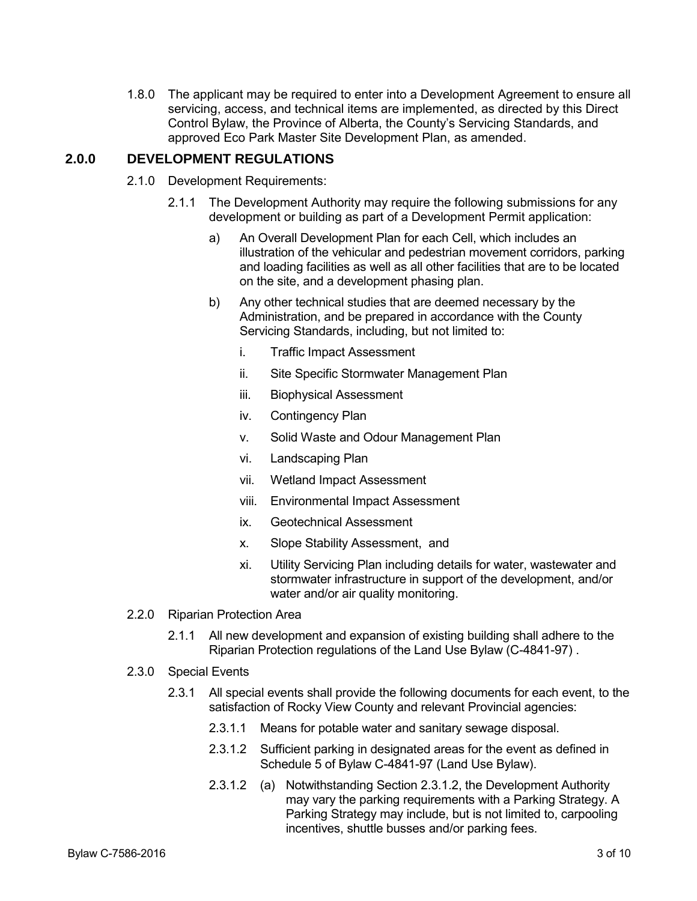1.8.0 The applicant may be required to enter into a Development Agreement to ensure all servicing, access, and technical items are implemented, as directed by this Direct Control Bylaw, the Province of Alberta, the County's Servicing Standards, and approved Eco Park Master Site Development Plan, as amended.

## 2.0.0 DEVELOPMENT REGULATIONS

2.1.0 Development Requirements:

2.1.1 The Development Authority may require the following submissions for any development or building as part of a Development Permit application:

a) An Overall Development Plan for each Cell, which includes an illustration of the vehicular and pedestrian movement corridors, parking and loading facilities as well as all other facilities that are to be located on the site, and a development phasing plan.

b) Any other technical studies that are deemed necessary by the Administration, and be prepared in accordance with the County Servicing Standards, including, but not limited to:

i. Traffic Impact Assessment

ii. Site Specific Stormwater Management Plan

iii. Biophysical Assessment

iv. Contingency Plan

v. Solid Waste and Odour Management Plan

vi. Landscaping Plan

vii. Wetland Impact Assessment

viii. Environmental Impact Assessment

ix. Geotechnical Assessment

x. Slope Stability Assessment, and

xi. Utility Servicing Plan including details for water, wastewater and stormwater infrastructure in support of the development, and/or water and/or air quality monitoring.

2.2.0 Riparian Protection Area

2.1.1 All new development and expansion of existing building shall adhere to the Riparian Protection regulations of the Land Use Bylaw (C-4841-97) .

2.3.0 Special Events

2.3.1 All special events shall provide the following documents for each event, to the satisfaction of Rocky View County and relevant Provincial agencies:

2.3.1.1 Means for potable water and sanitary sewage disposal.

2.3.1.2 Sufficient parking in designated areas for the event as defined in Schedule 5 of Bylaw C-4841-97 (Land Use Bylaw).

2.3.1.2 (a) Notwithstanding Section 2.3.1.2, the Development Authority may vary the parking requirements with a Parking Strategy. A Parking Strategy may include, but is not limited to, carpooling incentives, shuttle busses and/or parking fees.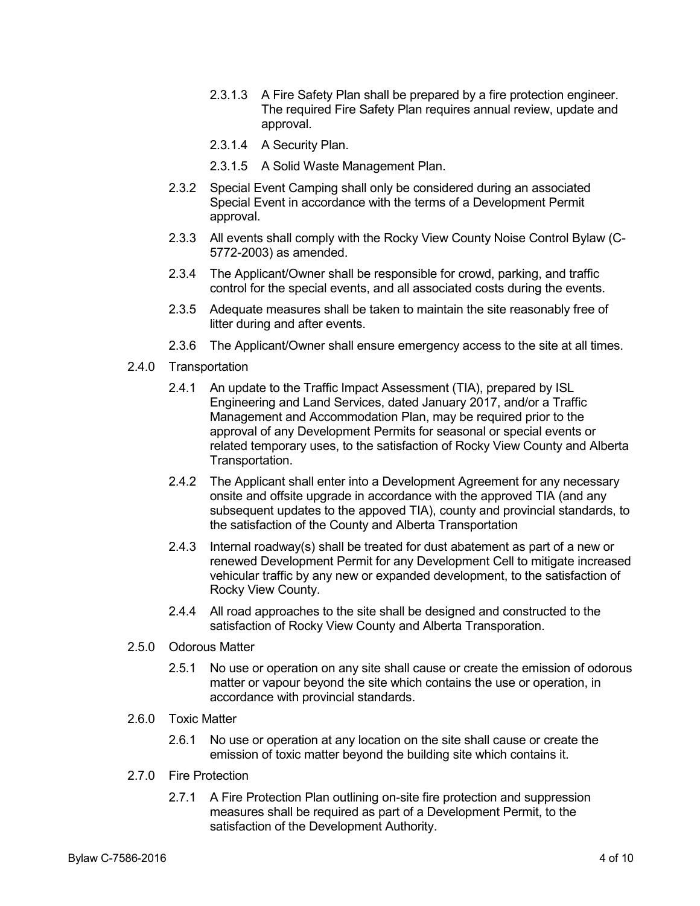2.3.1.3 A Fire Safety Plan shall be prepared by a fire protection engineer. The required Fire Safety Plan requires annual review, update and approval.

2.3.1.4 A Security Plan.

2.3.1.5 A Solid Waste Management Plan.

2.3.2 Special Event Camping shall only be considered during an associated Special Event in accordance with the terms of a Development Permit approval.

2.3.3 All events shall comply with the Rocky View County Noise Control Bylaw (C-5772-2003) as amended.

2.3.4 The Applicant/Owner shall be responsible for crowd, parking, and traffic control for the special events, and all associated costs during the events.

2.3.5 Adequate measures shall be taken to maintain the site reasonably free of litter during and after events.

2.3.6 The Applicant/Owner shall ensure emergency access to the site at all times.

2.4.0 Transportation

2.4.1 An update to the Traffic Impact Assessment (TIA), prepared by ISL Engineering and Land Services, dated January 2017, and/or a Traffic Management and Accommodation Plan, may be required prior to the approval of any Development Permits for seasonal or special events or related temporary uses, to the satisfaction of Rocky View County and Alberta Transportation.

2.4.2 The Applicant shall enter into a Development Agreement for any necessary onsite and offsite upgrade in accordance with the approved TIA (and any subsequent updates to the appoved TIA), county and provincial standards, to the satisfaction of the County and Alberta Transportation

2.4.3 Internal roadway(s) shall be treated for dust abatement as part of a new or renewed Development Permit for any Development Cell to mitigate increased vehicular traffic by any new or expanded development, to the satisfaction of Rocky View County.

2.4.4 All road approaches to the site shall be designed and constructed to the satisfaction of Rocky View County and Alberta Transporation.

2.5.0 Odorous Matter

2.5.1 No use or operation on any site shall cause or create the emission of odorous matter or vapour beyond the site which contains the use or operation, in accordance with provincial standards.

2.6.0 Toxic Matter

2.6.1 No use or operation at any location on the site shall cause or create the emission of toxic matter beyond the building site which contains it.

2.7.0 Fire Protection

2.7.1 A Fire Protection Plan outlining on-site fire protection and suppression measures shall be required as part of a Development Permit, to the satisfaction of the Development Authority.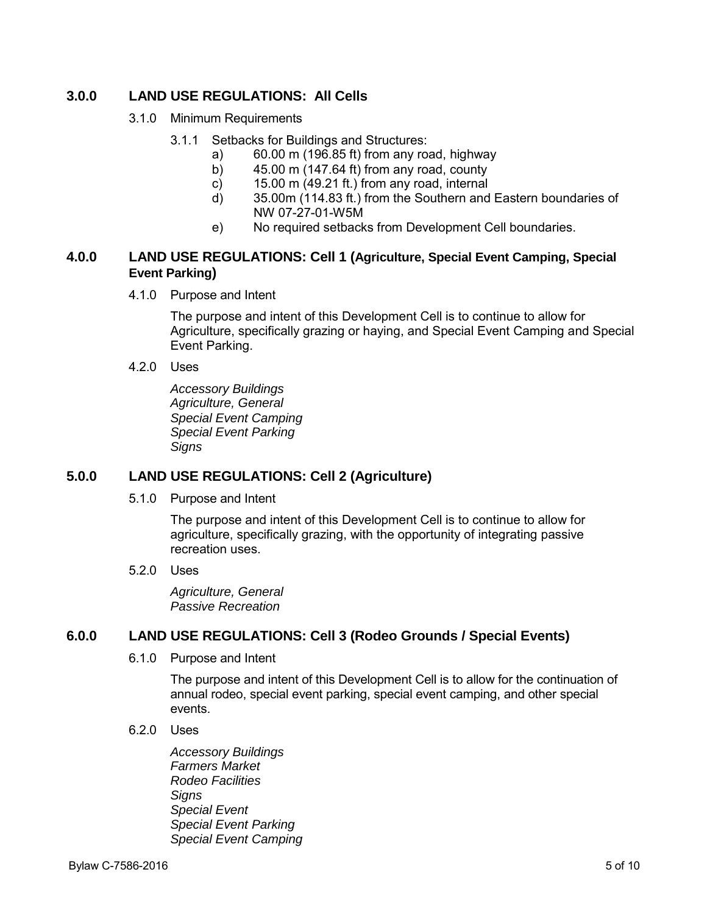## 3.0.0 LAND USE REGULATIONS: All Cells

3.1.0 Minimum Requirements

3.1.1 Setbacks for Buildings and Structures:

a) 60.00 m (196.85 ft) from any road, highway
b) 45.00 m (147.64 ft) from any road, county
c) 15.00 m (49.21 ft.) from any road, internal
d) 35.00m (114.83 ft.) from the Southern and Eastern boundaries of NW 07-27-01-W5M
e) No required setbacks from Development Cell boundaries.

## 4.0.0 LAND USE REGULATIONS: Cell 1 (Agriculture, Special Event Camping, Special Event Parking)

4.1.0 Purpose and Intent

The purpose and intent of this Development Cell is to continue to allow for Agriculture, specifically grazing or haying, and Special Event Camping and Special Event Parking.

4.2.0 Uses

*Accessory Buildings*
*Agriculture, General*
*Special Event Camping*
*Special Event Parking*
*Signs*

## 5.0.0 LAND USE REGULATIONS: Cell 2 (Agriculture)

5.1.0 Purpose and Intent

The purpose and intent of this Development Cell is to continue to allow for agriculture, specifically grazing, with the opportunity of integrating passive recreation uses.

5.2.0 Uses

*Agriculture, General*
*Passive Recreation*

## 6.0.0 LAND USE REGULATIONS: Cell 3 (Rodeo Grounds / Special Events)

6.1.0 Purpose and Intent

The purpose and intent of this Development Cell is to allow for the continuation of annual rodeo, special event parking, special event camping, and other special events.

6.2.0 Uses

*Accessory Buildings*
*Farmers Market*
*Rodeo Facilities*
*Signs*
*Special Event*
*Special Event Parking*
*Special Event Camping*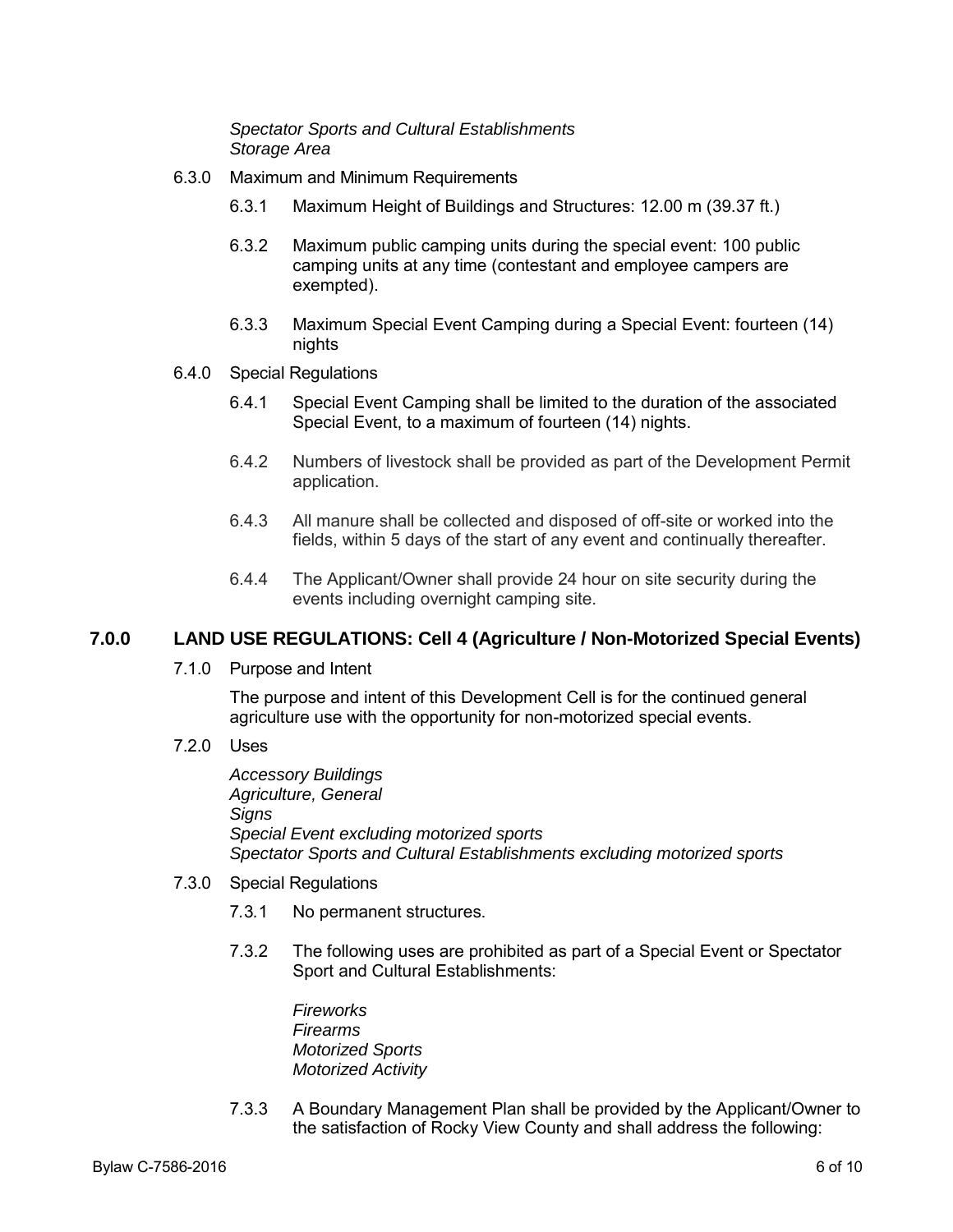*Spectator Sports and Cultural Establishments*
*Storage Area*

6.3.0 Maximum and Minimum Requirements

6.3.1 Maximum Height of Buildings and Structures: 12.00 m (39.37 ft.)

6.3.2 Maximum public camping units during the special event: 100 public camping units at any time (contestant and employee campers are exempted).

6.3.3 Maximum Special Event Camping during a Special Event: fourteen (14) nights

6.4.0 Special Regulations

6.4.1 Special Event Camping shall be limited to the duration of the associated Special Event, to a maximum of fourteen (14) nights.

6.4.2 Numbers of livestock shall be provided as part of the Development Permit application.

6.4.3 All manure shall be collected and disposed of off-site or worked into the fields, within 5 days of the start of any event and continually thereafter.

6.4.4 The Applicant/Owner shall provide 24 hour on site security during the events including overnight camping site.

## 7.0.0 LAND USE REGULATIONS: Cell 4 (Agriculture / Non-Motorized Special Events)

7.1.0 Purpose and Intent

The purpose and intent of this Development Cell is for the continued general agriculture use with the opportunity for non-motorized special events.

7.2.0 Uses

*Accessory Buildings*
*Agriculture, General*
*Signs*
*Special Event excluding motorized sports*
*Spectator Sports and Cultural Establishments excluding motorized sports*

7.3.0 Special Regulations

7.3.1 No permanent structures.

7.3.2 The following uses are prohibited as part of a Special Event or Spectator Sport and Cultural Establishments:

*Fireworks*
*Firearms*
*Motorized Sports*
*Motorized Activity*

7.3.3 A Boundary Management Plan shall be provided by the Applicant/Owner to the satisfaction of Rocky View County and shall address the following: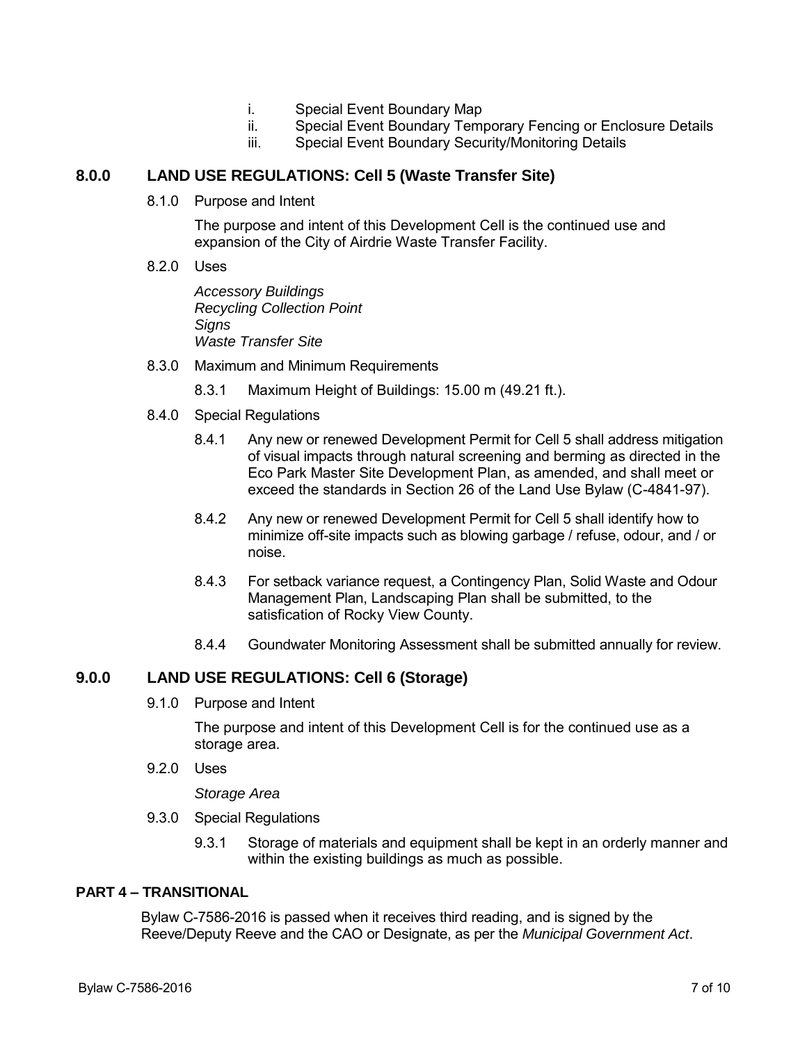i. Special Event Boundary Map
ii. Special Event Boundary Temporary Fencing or Enclosure Details
iii. Special Event Boundary Security/Monitoring Details

## 8.0.0 LAND USE REGULATIONS: Cell 5 (Waste Transfer Site)

8.1.0 Purpose and Intent

The purpose and intent of this Development Cell is the continued use and expansion of the City of Airdrie Waste Transfer Facility.

8.2.0 Uses

*Accessory Buildings*
*Recycling Collection Point*
*Signs*
*Waste Transfer Site*

8.3.0 Maximum and Minimum Requirements

8.3.1 Maximum Height of Buildings: 15.00 m (49.21 ft.).

8.4.0 Special Regulations

8.4.1 Any new or renewed Development Permit for Cell 5 shall address mitigation of visual impacts through natural screening and berming as directed in the Eco Park Master Site Development Plan, as amended, and shall meet or exceed the standards in Section 26 of the Land Use Bylaw (C-4841-97).

8.4.2 Any new or renewed Development Permit for Cell 5 shall identify how to minimize off-site impacts such as blowing garbage / refuse, odour, and / or noise.

8.4.3 For setback variance request, a Contingency Plan, Solid Waste and Odour Management Plan, Landscaping Plan shall be submitted, to the satisfication of Rocky View County.

8.4.4 Goundwater Monitoring Assessment shall be submitted annually for review.

## 9.0.0 LAND USE REGULATIONS: Cell 6 (Storage)

9.1.0 Purpose and Intent

The purpose and intent of this Development Cell is for the continued use as a storage area.

9.2.0 Uses

*Storage Area*

9.3.0 Special Regulations

9.3.1 Storage of materials and equipment shall be kept in an orderly manner and within the existing buildings as much as possible.

**PART 4 – TRANSITIONAL**

Bylaw C-7586-2016 is passed when it receives third reading, and is signed by the Reeve/Deputy Reeve and the CAO or Designate, as per the *Municipal Government Act*.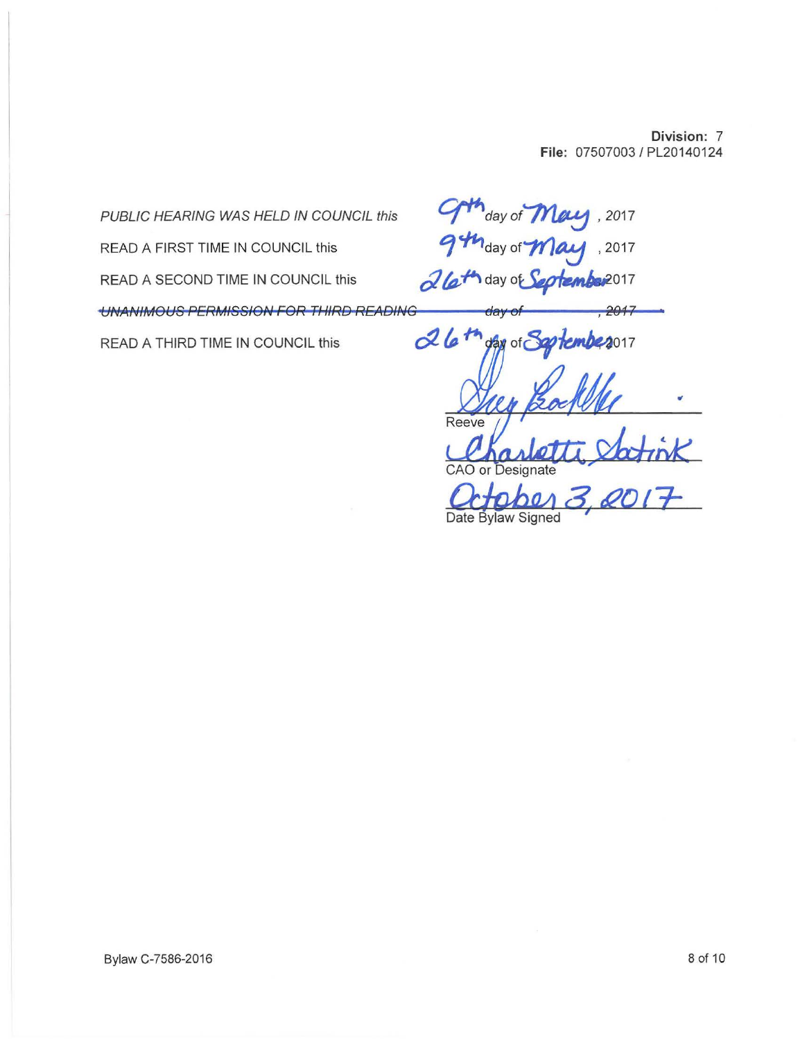**Division:** 7
**File:** 07507003 / PL20140124

*PUBLIC HEARING WAS HELD IN COUNCIL this* 9th *day of* May, 2017

READ A FIRST TIME IN COUNCIL this 9th day of May, 2017

READ A SECOND TIME IN COUNCIL this 26th day of September 2017

~~*UNANIMOUS PERMISSION FOR THIRD READING* *day of* , 2017~~

READ A THIRD TIME IN COUNCIL this 26th day of September 2017

Reeve

CAO or Designate

October 3, 2017
Date Bylaw Signed

Bylaw C-7586-2016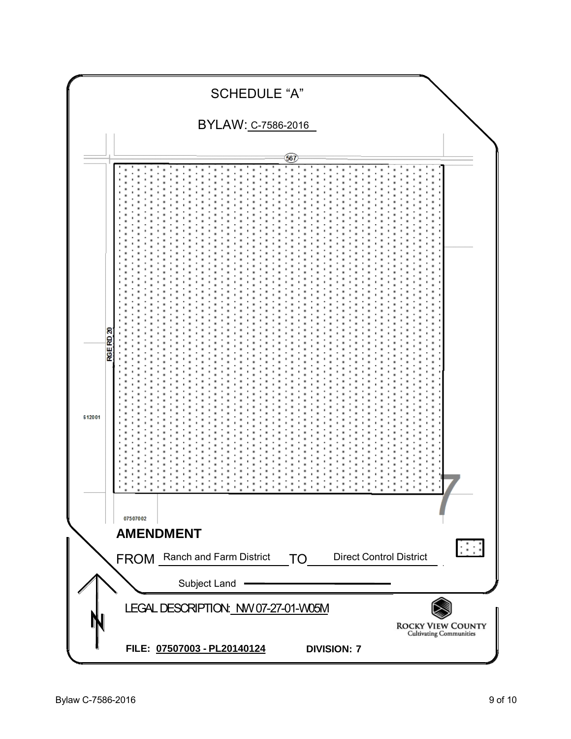# SCHEDULE "A"

BYLAW: C-7586-2016

567

RGE RD 20

612001

07507002

7

**AMENDMENT**

FROM Ranch and Farm District TO Direct Control District

Subject Land

LEGAL DESCRIPTION: NW 07-27-01-W05M

ROCKY VIEW COUNTY
Cultivating Communities

**FILE: 07507003 - PL20140124** **DIVISION: 7**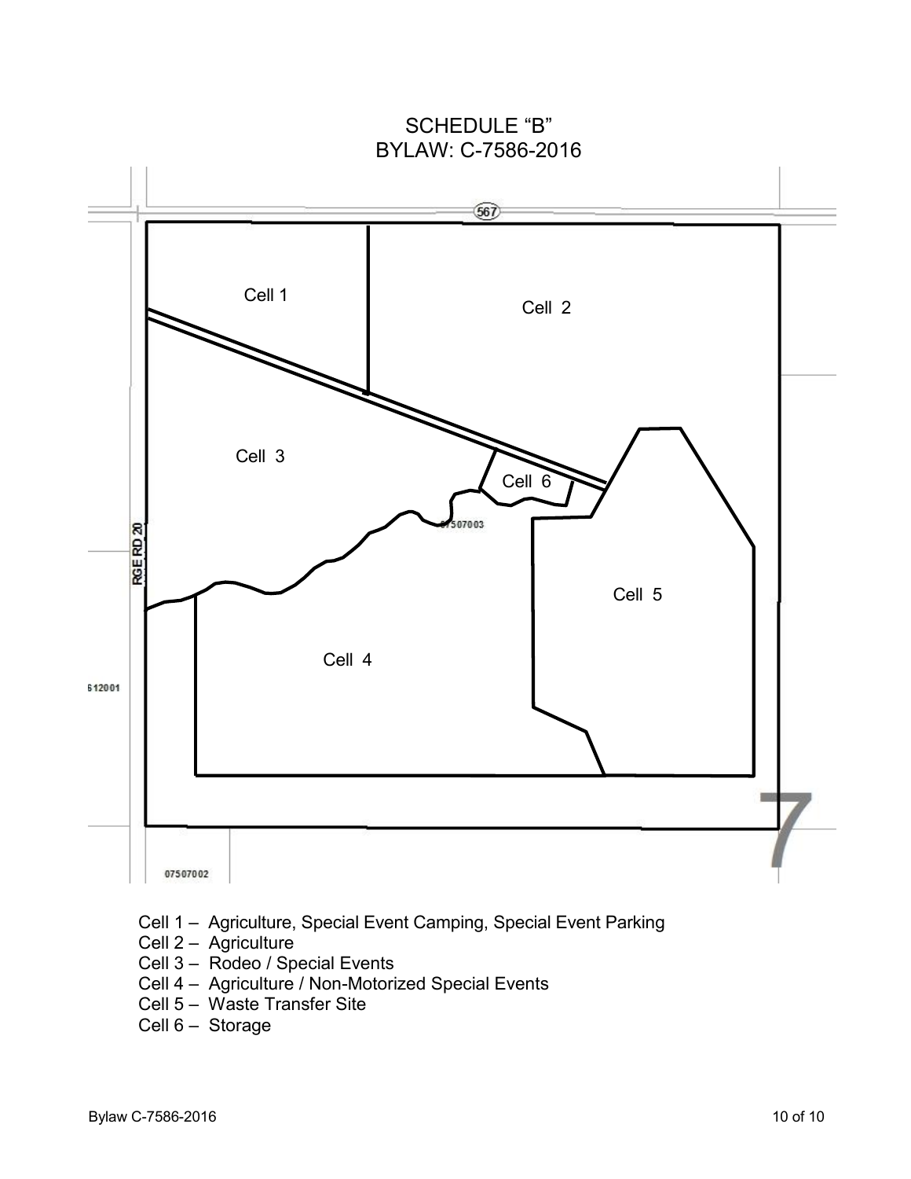# SCHEDULE "B"

## BYLAW: C-7586-2016

567

RGE RD 20

Cell 1

Cell 2

Cell 3

Cell 6

07507003

Cell 5

Cell 4

612001

07507002

7

- Cell 1 – Agriculture, Special Event Camping, Special Event Parking
- Cell 2 – Agriculture
- Cell 3 – Rodeo / Special Events
- Cell 4 – Agriculture / Non-Motorized Special Events
- Cell 5 – Waste Transfer Site
- Cell 6 – Storage